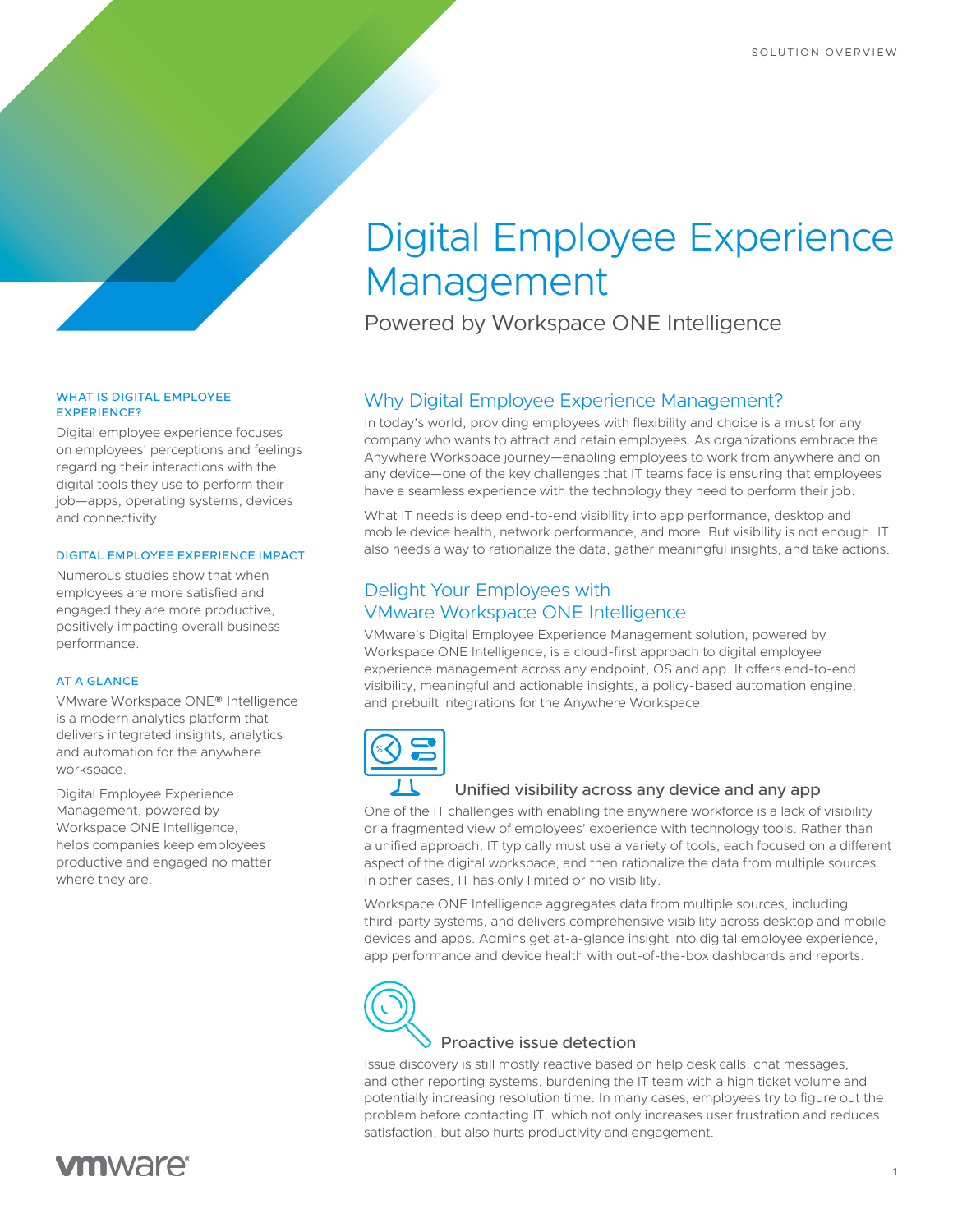SOLUTION OVERVIEW

# Digital Employee Experience Management

Powered by Workspace ONE Intelligence

## Why Digital Employee Experience Management?

In today's world, providing employees with flexibility and choice is a must for any company who wants to attract and retain employees. As organizations embrace the Anywhere Workspace journey—enabling employees to work from anywhere and on any device—one of the key challenges that IT teams face is ensuring that employees have a seamless experience with the technology they need to perform their job.

What IT needs is deep end-to-end visibility into app performance, desktop and mobile device health, network performance, and more. But visibility is not enough. IT also needs a way to rationalize the data, gather meaningful insights, and take actions.

## Delight Your Employees with VMware Workspace ONE Intelligence

VMware's Digital Employee Experience Management solution, powered by Workspace ONE Intelligence, is a cloud-first approach to digital employee experience management across any endpoint, OS and app. It offers end-to-end visibility, meaningful and actionable insights, a policy-based automation engine, and prebuilt integrations for the Anywhere Workspace.

### Unified visibility across any device and any app

One of the IT challenges with enabling the anywhere workforce is a lack of visibility or a fragmented view of employees' experience with technology tools. Rather than a unified approach, IT typically must use a variety of tools, each focused on a different aspect of the digital workspace, and then rationalize the data from multiple sources. In other cases, IT has only limited or no visibility.

Workspace ONE Intelligence aggregates data from multiple sources, including third-party systems, and delivers comprehensive visibility across desktop and mobile devices and apps. Admins get at-a-glance insight into digital employee experience, app performance and device health with out-of-the-box dashboards and reports.

### Proactive issue detection

Issue discovery is still mostly reactive based on help desk calls, chat messages, and other reporting systems, burdening the IT team with a high ticket volume and potentially increasing resolution time. In many cases, employees try to figure out the problem before contacting IT, which not only increases user frustration and reduces satisfaction, but also hurts productivity and engagement.

#### WHAT IS DIGITAL EMPLOYEE EXPERIENCE?

Digital employee experience focuses on employees' perceptions and feelings regarding their interactions with the digital tools they use to perform their job—apps, operating systems, devices and connectivity.

#### DIGITAL EMPLOYEE EXPERIENCE IMPACT

Numerous studies show that when employees are more satisfied and engaged they are more productive, positively impacting overall business performance.

#### AT A GLANCE

VMware Workspace ONE® Intelligence is a modern analytics platform that delivers integrated insights, analytics and automation for the anywhere workspace.

Digital Employee Experience Management, powered by Workspace ONE Intelligence, helps companies keep employees productive and engaged no matter where they are.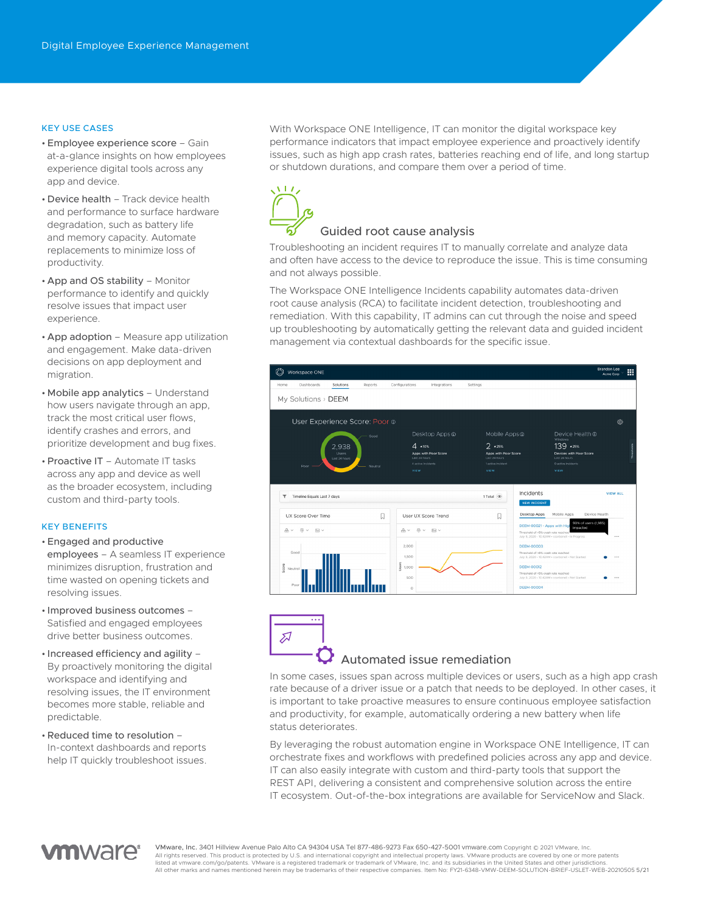## KEY USE CASES

- **Employee experience score** – Gain at-a-glance insights on how employees experience digital tools across any app and device.
- **Device health** – Track device health and performance to surface hardware degradation, such as battery life and memory capacity. Automate replacements to minimize loss of productivity.
- **App and OS stability** – Monitor performance to identify and quickly resolve issues that impact user experience.
- **App adoption** – Measure app utilization and engagement. Make data-driven decisions on app deployment and migration.
- **Mobile app analytics** – Understand how users navigate through an app, track the most critical user flows, identify crashes and errors, and prioritize development and bug fixes.
- **Proactive IT** – Automate IT tasks across any app and device as well as the broader ecosystem, including custom and third-party tools.

## KEY BENEFITS

- **Engaged and productive employees** – A seamless IT experience minimizes disruption, frustration and time wasted on opening tickets and resolving issues.
- **Improved business outcomes** – Satisfied and engaged employees drive better business outcomes.
- **Increased efficiency and agility** – By proactively monitoring the digital workspace and identifying and resolving issues, the IT environment becomes more stable, reliable and predictable.
- **Reduced time to resolution** – In-context dashboards and reports help IT quickly troubleshoot issues.

With Workspace ONE Intelligence, IT can monitor the digital workspace key performance indicators that impact employee experience and proactively identify issues, such as high app crash rates, batteries reaching end of life, and long startup or shutdown durations, and compare them over a period of time.

## Guided root cause analysis

Troubleshooting an incident requires IT to manually correlate and analyze data and often have access to the device to reproduce the issue. This is time consuming and not always possible.

The Workspace ONE Intelligence Incidents capability automates data-driven root cause analysis (RCA) to facilitate incident detection, troubleshooting and remediation. With this capability, IT admins can cut through the noise and speed up troubleshooting by automatically getting the relevant data and guided incident management via contextual dashboards for the specific issue.

## Automated issue remediation

In some cases, issues span across multiple devices or users, such as a high app crash rate because of a driver issue or a patch that needs to be deployed. In other cases, it is important to take proactive measures to ensure continuous employee satisfaction and productivity, for example, automatically ordering a new battery when life status deteriorates.

By leveraging the robust automation engine in Workspace ONE Intelligence, IT can orchestrate fixes and workflows with predefined policies across any app and device. IT can also easily integrate with custom and third-party tools that support the REST API, delivering a consistent and comprehensive solution across the entire IT ecosystem. Out-of-the-box integrations are available for ServiceNow and Slack.

VMware, Inc. 3401 Hillview Avenue Palo Alto CA 94304 USA Tel 877-486-9273 Fax 650-427-5001 vmware.com Copyright © 2021 VMware, Inc. All rights reserved. This product is protected by U.S. and international copyright and intellectual property laws. VMware products are covered by one or more patents listed at vmware.com/go/patents. VMware is a registered trademark or trademark of VMware, Inc. and its subsidiaries in the United States and other jurisdictions. All other marks and names mentioned herein may be trademarks of their respective companies. Item No: FY21-6348-VMW-DEEM-SOLUTION-BRIEF-USLET-WEB-20210505 5/21